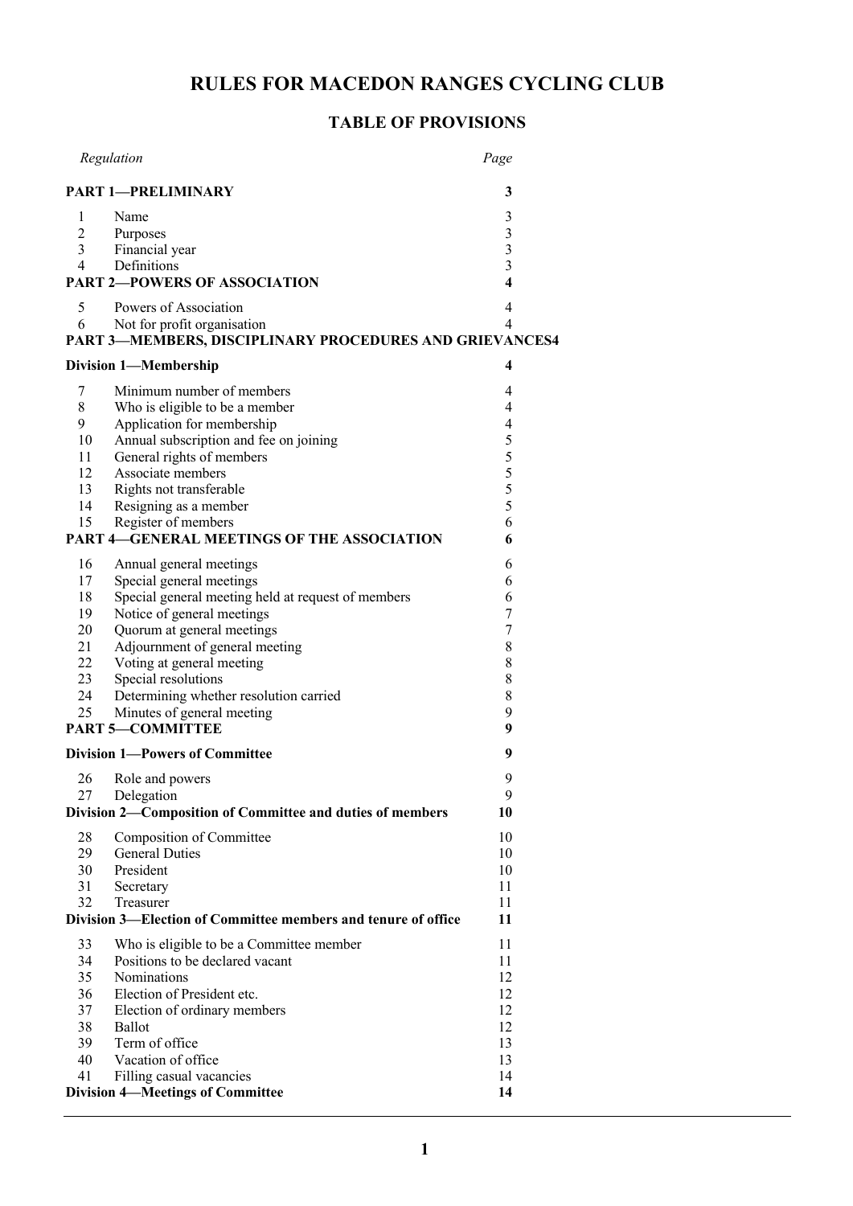# RULES FOR MACEDON RANGES CYCLING CLUB

## TABLE OF PROVISIONS

| | *Regulation* | *Page* |
|---|---|---|
| | **PART 1—PRELIMINARY** | **3** |
| 1 | Name | 3 |
| 2 | Purposes | 3 |
| 3 | Financial year | 3 |
| 4 | Definitions | 3 |
| | **PART 2—POWERS OF ASSOCIATION** | **4** |
| 5 | Powers of Association | 4 |
| 6 | Not for profit organisation | 4 |
| | **PART 3—MEMBERS, DISCIPLINARY PROCEDURES AND GRIEVANCES** | **4** |
| | **Division 1—Membership** | **4** |
| 7 | Minimum number of members | 4 |
| 8 | Who is eligible to be a member | 4 |
| 9 | Application for membership | 4 |
| 10 | Annual subscription and fee on joining | 5 |
| 11 | General rights of members | 5 |
| 12 | Associate members | 5 |
| 13 | Rights not transferable | 5 |
| 14 | Resigning as a member | 5 |
| 15 | Register of members | 6 |
| | **PART 4—GENERAL MEETINGS OF THE ASSOCIATION** | **6** |
| 16 | Annual general meetings | 6 |
| 17 | Special general meetings | 6 |
| 18 | Special general meeting held at request of members | 6 |
| 19 | Notice of general meetings | 7 |
| 20 | Quorum at general meetings | 7 |
| 21 | Adjournment of general meeting | 8 |
| 22 | Voting at general meeting | 8 |
| 23 | Special resolutions | 8 |
| 24 | Determining whether resolution carried | 8 |
| 25 | Minutes of general meeting | 9 |
| | **PART 5—COMMITTEE** | **9** |
| | **Division 1—Powers of Committee** | **9** |
| 26 | Role and powers | 9 |
| 27 | Delegation | 9 |
| | **Division 2—Composition of Committee and duties of members** | **10** |
| 28 | Composition of Committee | 10 |
| 29 | General Duties | 10 |
| 30 | President | 10 |
| 31 | Secretary | 11 |
| 32 | Treasurer | 11 |
| | **Division 3—Election of Committee members and tenure of office** | **11** |
| 33 | Who is eligible to be a Committee member | 11 |
| 34 | Positions to be declared vacant | 11 |
| 35 | Nominations | 12 |
| 36 | Election of President etc. | 12 |
| 37 | Election of ordinary members | 12 |
| 38 | Ballot | 12 |
| 39 | Term of office | 13 |
| 40 | Vacation of office | 13 |
| 41 | Filling casual vacancies | 14 |
| | **Division 4—Meetings of Committee** | **14** |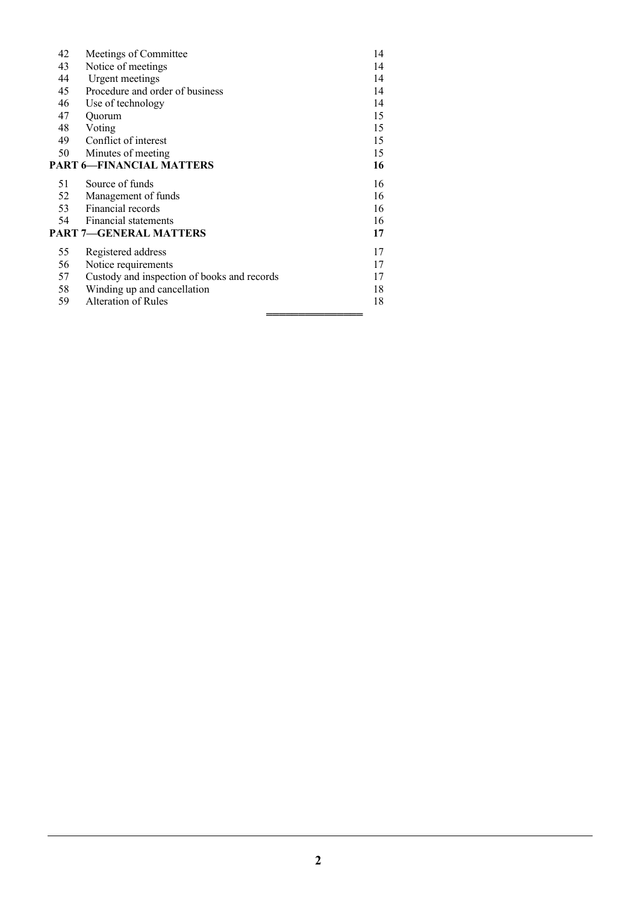| | | |
|---|---|---|
| 42 | Meetings of Committee | 14 |
| 43 | Notice of meetings | 14 |
| 44 | Urgent meetings | 14 |
| 45 | Procedure and order of business | 14 |
| 46 | Use of technology | 14 |
| 47 | Quorum | 15 |
| 48 | Voting | 15 |
| 49 | Conflict of interest | 15 |
| 50 | Minutes of meeting | 15 |
| **PART 6—FINANCIAL MATTERS** | | **16** |
| 51 | Source of funds | 16 |
| 52 | Management of funds | 16 |
| 53 | Financial records | 16 |
| 54 | Financial statements | 16 |
| **PART 7—GENERAL MATTERS** | | **17** |
| 55 | Registered address | 17 |
| 56 | Notice requirements | 17 |
| 57 | Custody and inspection of books and records | 17 |
| 58 | Winding up and cancellation | 18 |
| 59 | Alteration of Rules | 18 |

═══════════════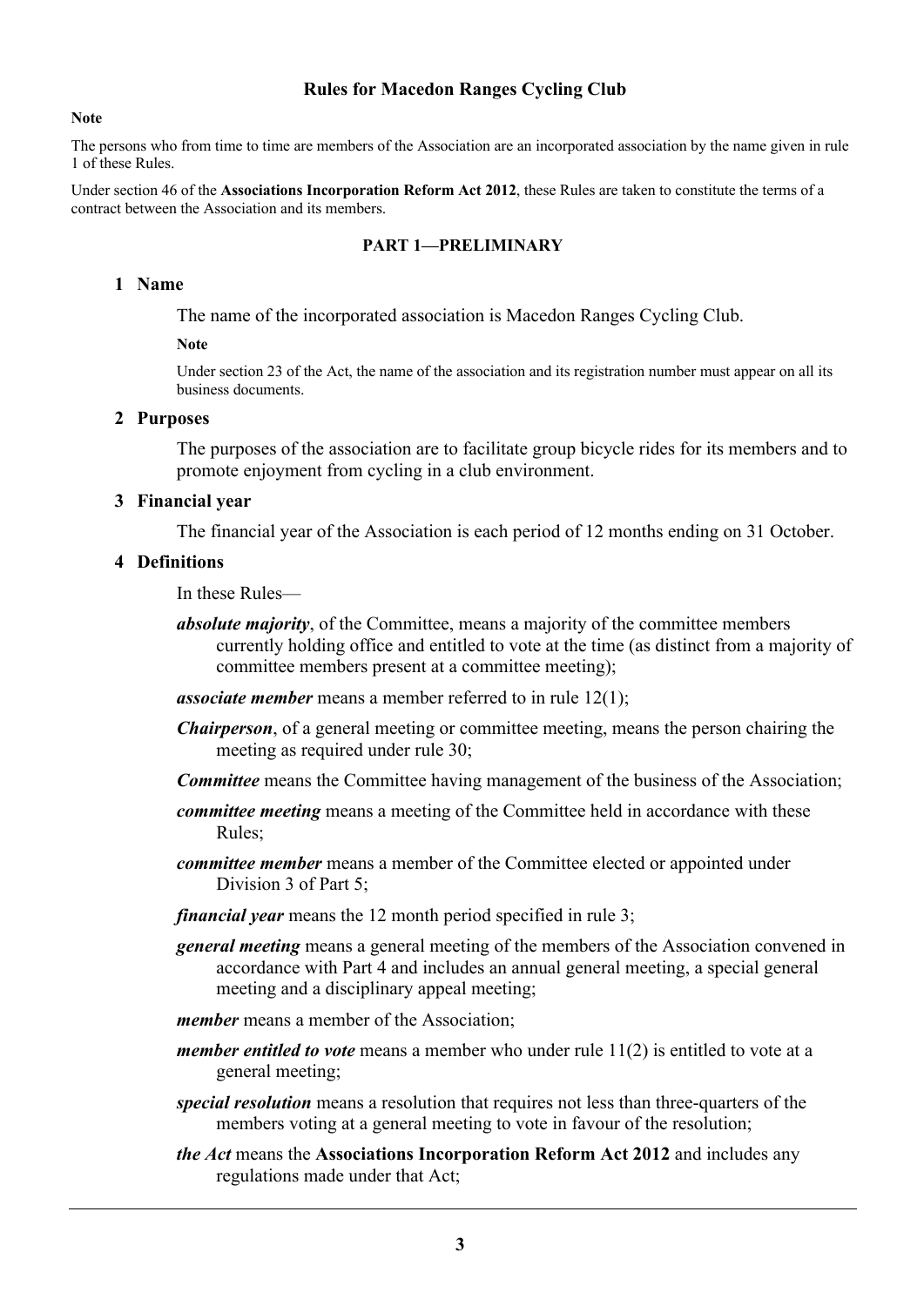# Rules for Macedon Ranges Cycling Club

**Note**

The persons who from time to time are members of the Association are an incorporated association by the name given in rule 1 of these Rules.

Under section 46 of the **Associations Incorporation Reform Act 2012**, these Rules are taken to constitute the terms of a contract between the Association and its members.

## PART 1—PRELIMINARY

### 1 Name

The name of the incorporated association is Macedon Ranges Cycling Club.

**Note**

Under section 23 of the Act, the name of the association and its registration number must appear on all its business documents.

### 2 Purposes

The purposes of the association are to facilitate group bicycle rides for its members and to promote enjoyment from cycling in a club environment.

### 3 Financial year

The financial year of the Association is each period of 12 months ending on 31 October.

### 4 Definitions

In these Rules—

***absolute majority***, of the Committee, means a majority of the committee members currently holding office and entitled to vote at the time (as distinct from a majority of committee members present at a committee meeting);

***associate member*** means a member referred to in rule 12(1);

***Chairperson***, of a general meeting or committee meeting, means the person chairing the meeting as required under rule 30;

***Committee*** means the Committee having management of the business of the Association;

***committee meeting*** means a meeting of the Committee held in accordance with these Rules;

***committee member*** means a member of the Committee elected or appointed under Division 3 of Part 5;

***financial year*** means the 12 month period specified in rule 3;

***general meeting*** means a general meeting of the members of the Association convened in accordance with Part 4 and includes an annual general meeting, a special general meeting and a disciplinary appeal meeting;

***member*** means a member of the Association;

***member entitled to vote*** means a member who under rule 11(2) is entitled to vote at a general meeting;

***special resolution*** means a resolution that requires not less than three-quarters of the members voting at a general meeting to vote in favour of the resolution;

***the Act*** means the **Associations Incorporation Reform Act 2012** and includes any regulations made under that Act;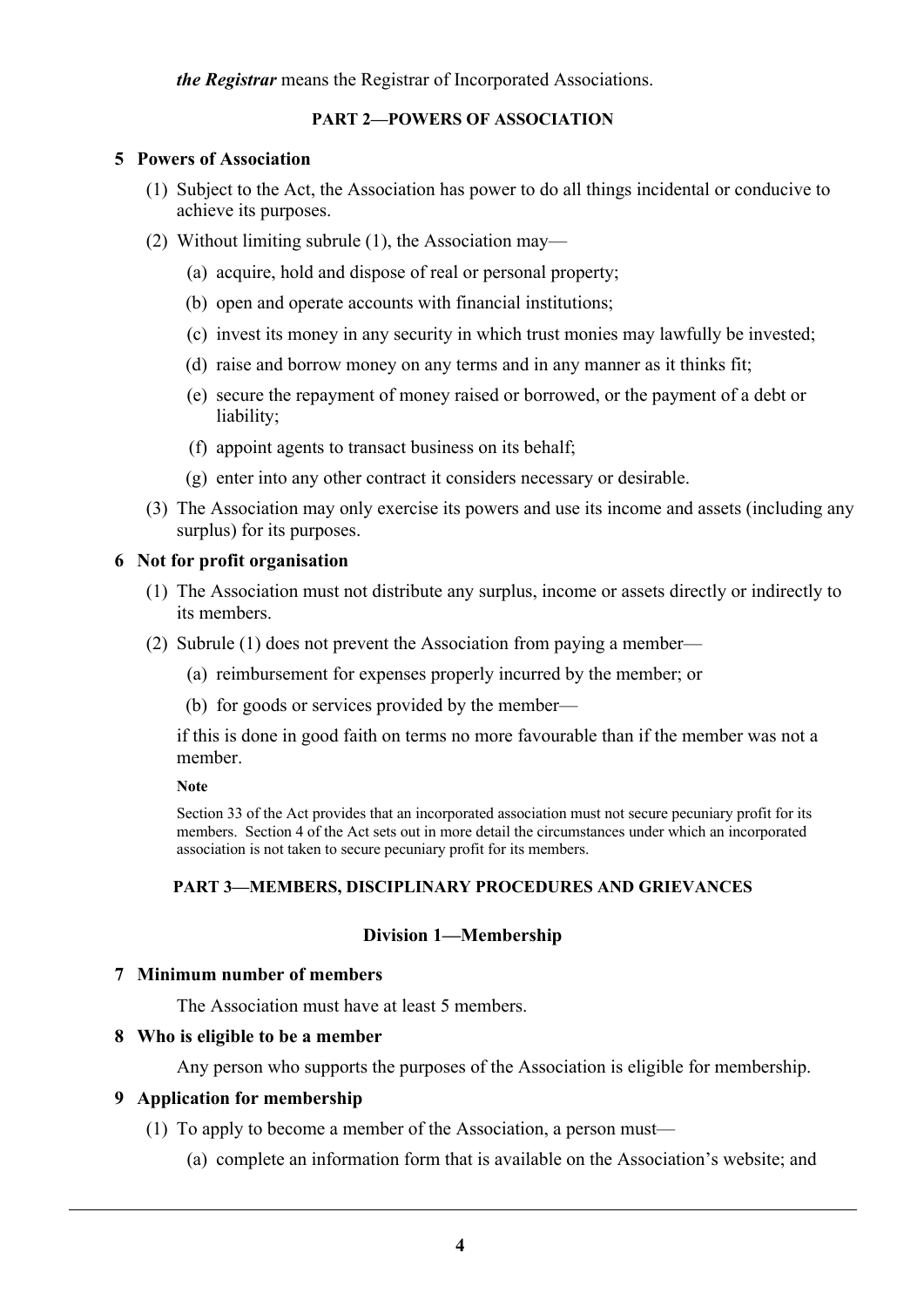***the Registrar*** means the Registrar of Incorporated Associations.

## PART 2—POWERS OF ASSOCIATION

### 5 Powers of Association

(1) Subject to the Act, the Association has power to do all things incidental or conducive to achieve its purposes.

(2) Without limiting subrule (1), the Association may—

(a) acquire, hold and dispose of real or personal property;

(b) open and operate accounts with financial institutions;

(c) invest its money in any security in which trust monies may lawfully be invested;

(d) raise and borrow money on any terms and in any manner as it thinks fit;

(e) secure the repayment of money raised or borrowed, or the payment of a debt or liability;

(f) appoint agents to transact business on its behalf;

(g) enter into any other contract it considers necessary or desirable.

(3) The Association may only exercise its powers and use its income and assets (including any surplus) for its purposes.

### 6 Not for profit organisation

(1) The Association must not distribute any surplus, income or assets directly or indirectly to its members.

(2) Subrule (1) does not prevent the Association from paying a member—

(a) reimbursement for expenses properly incurred by the member; or

(b) for goods or services provided by the member—

if this is done in good faith on terms no more favourable than if the member was not a member.

**Note**

Section 33 of the Act provides that an incorporated association must not secure pecuniary profit for its members. Section 4 of the Act sets out in more detail the circumstances under which an incorporated association is not taken to secure pecuniary profit for its members.

## PART 3—MEMBERS, DISCIPLINARY PROCEDURES AND GRIEVANCES

### Division 1—Membership

### 7 Minimum number of members

The Association must have at least 5 members.

### 8 Who is eligible to be a member

Any person who supports the purposes of the Association is eligible for membership.

### 9 Application for membership

(1) To apply to become a member of the Association, a person must—

(a) complete an information form that is available on the Association's website; and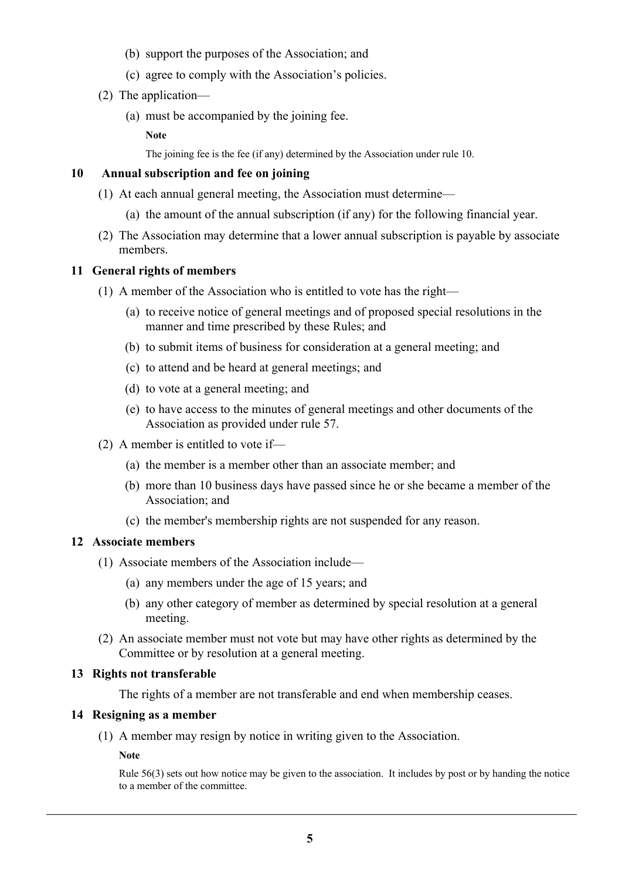(b) support the purposes of the Association; and

(c) agree to comply with the Association's policies.

(2) The application—

(a) must be accompanied by the joining fee.

**Note**

The joining fee is the fee (if any) determined by the Association under rule 10.

### 10 Annual subscription and fee on joining

(1) At each annual general meeting, the Association must determine—

(a) the amount of the annual subscription (if any) for the following financial year.

(2) The Association may determine that a lower annual subscription is payable by associate members.

### 11 General rights of members

(1) A member of the Association who is entitled to vote has the right—

(a) to receive notice of general meetings and of proposed special resolutions in the manner and time prescribed by these Rules; and

(b) to submit items of business for consideration at a general meeting; and

(c) to attend and be heard at general meetings; and

(d) to vote at a general meeting; and

(e) to have access to the minutes of general meetings and other documents of the Association as provided under rule 57.

(2) A member is entitled to vote if—

(a) the member is a member other than an associate member; and

(b) more than 10 business days have passed since he or she became a member of the Association; and

(c) the member's membership rights are not suspended for any reason.

### 12 Associate members

(1) Associate members of the Association include—

(a) any members under the age of 15 years; and

(b) any other category of member as determined by special resolution at a general meeting.

(2) An associate member must not vote but may have other rights as determined by the Committee or by resolution at a general meeting.

### 13 Rights not transferable

The rights of a member are not transferable and end when membership ceases.

### 14 Resigning as a member

(1) A member may resign by notice in writing given to the Association.

**Note**

Rule 56(3) sets out how notice may be given to the association. It includes by post or by handing the notice to a member of the committee.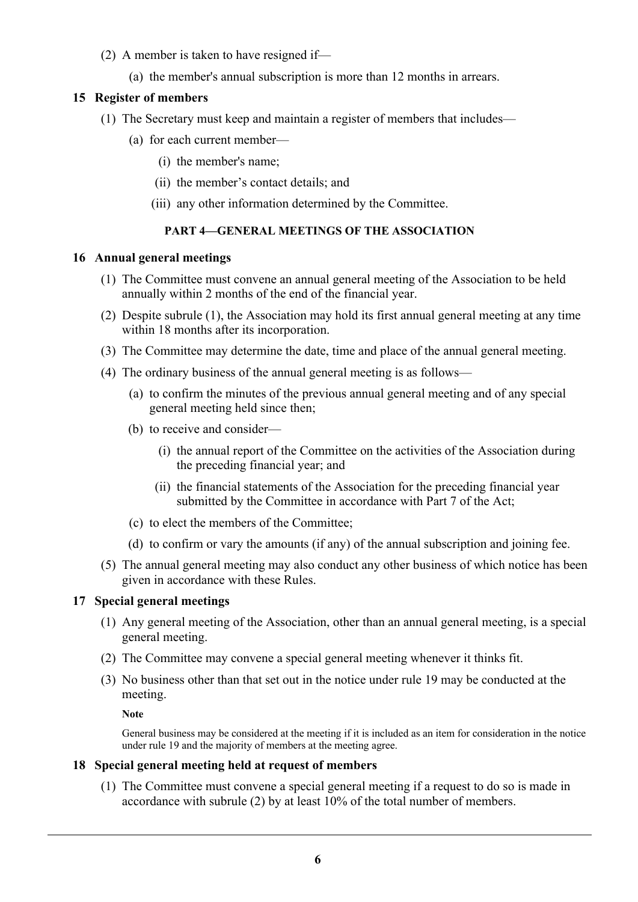(2) A member is taken to have resigned if—

(a) the member's annual subscription is more than 12 months in arrears.

**15 Register of members**

(1) The Secretary must keep and maintain a register of members that includes—

(a) for each current member—

(i) the member's name;

(ii) the member's contact details; and

(iii) any other information determined by the Committee.

## PART 4—GENERAL MEETINGS OF THE ASSOCIATION

**16 Annual general meetings**

(1) The Committee must convene an annual general meeting of the Association to be held annually within 2 months of the end of the financial year.

(2) Despite subrule (1), the Association may hold its first annual general meeting at any time within 18 months after its incorporation.

(3) The Committee may determine the date, time and place of the annual general meeting.

(4) The ordinary business of the annual general meeting is as follows—

(a) to confirm the minutes of the previous annual general meeting and of any special general meeting held since then;

(b) to receive and consider—

(i) the annual report of the Committee on the activities of the Association during the preceding financial year; and

(ii) the financial statements of the Association for the preceding financial year submitted by the Committee in accordance with Part 7 of the Act;

(c) to elect the members of the Committee;

(d) to confirm or vary the amounts (if any) of the annual subscription and joining fee.

(5) The annual general meeting may also conduct any other business of which notice has been given in accordance with these Rules.

**17 Special general meetings**

(1) Any general meeting of the Association, other than an annual general meeting, is a special general meeting.

(2) The Committee may convene a special general meeting whenever it thinks fit.

(3) No business other than that set out in the notice under rule 19 may be conducted at the meeting.

**Note**

General business may be considered at the meeting if it is included as an item for consideration in the notice under rule 19 and the majority of members at the meeting agree.

**18 Special general meeting held at request of members**

(1) The Committee must convene a special general meeting if a request to do so is made in accordance with subrule (2) by at least 10% of the total number of members.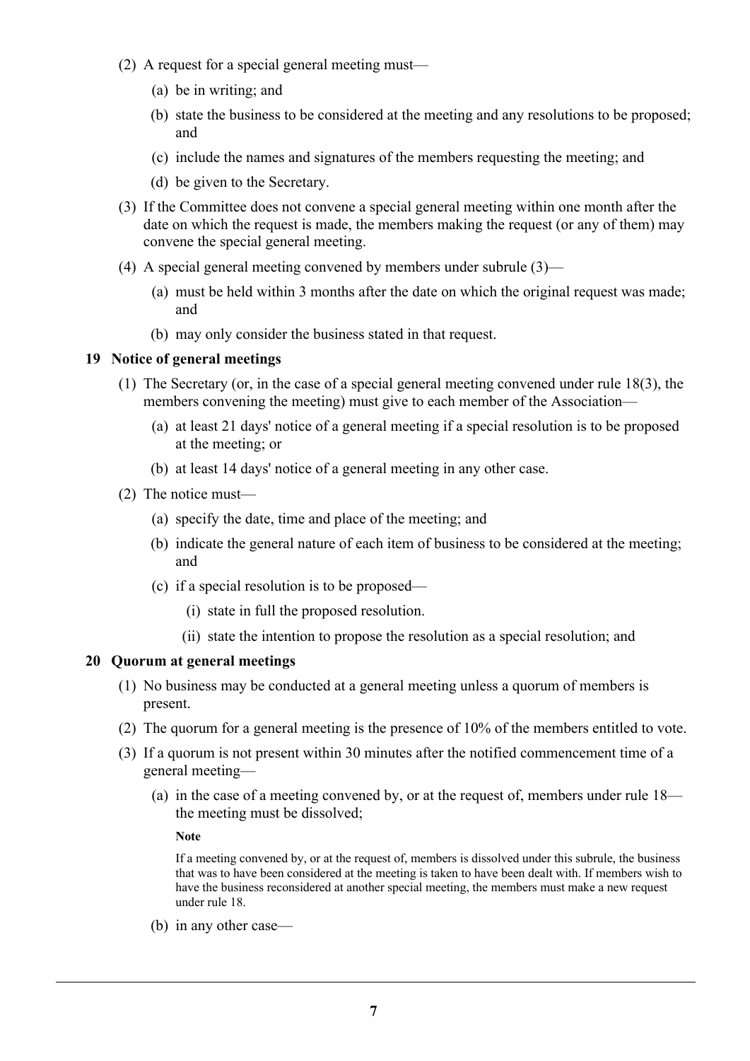(2) A request for a special general meeting must—

(a) be in writing; and

(b) state the business to be considered at the meeting and any resolutions to be proposed; and

(c) include the names and signatures of the members requesting the meeting; and

(d) be given to the Secretary.

(3) If the Committee does not convene a special general meeting within one month after the date on which the request is made, the members making the request (or any of them) may convene the special general meeting.

(4) A special general meeting convened by members under subrule (3)—

(a) must be held within 3 months after the date on which the original request was made; and

(b) may only consider the business stated in that request.

### 19 Notice of general meetings

(1) The Secretary (or, in the case of a special general meeting convened under rule 18(3), the members convening the meeting) must give to each member of the Association—

(a) at least 21 days' notice of a general meeting if a special resolution is to be proposed at the meeting; or

(b) at least 14 days' notice of a general meeting in any other case.

(2) The notice must—

(a) specify the date, time and place of the meeting; and

(b) indicate the general nature of each item of business to be considered at the meeting; and

(c) if a special resolution is to be proposed—

(i) state in full the proposed resolution.

(ii) state the intention to propose the resolution as a special resolution; and

### 20 Quorum at general meetings

(1) No business may be conducted at a general meeting unless a quorum of members is present.

(2) The quorum for a general meeting is the presence of 10% of the members entitled to vote.

(3) If a quorum is not present within 30 minutes after the notified commencement time of a general meeting—

(a) in the case of a meeting convened by, or at the request of, members under rule 18—the meeting must be dissolved;

**Note**

If a meeting convened by, or at the request of, members is dissolved under this subrule, the business that was to have been considered at the meeting is taken to have been dealt with. If members wish to have the business reconsidered at another special meeting, the members must make a new request under rule 18.

(b) in any other case—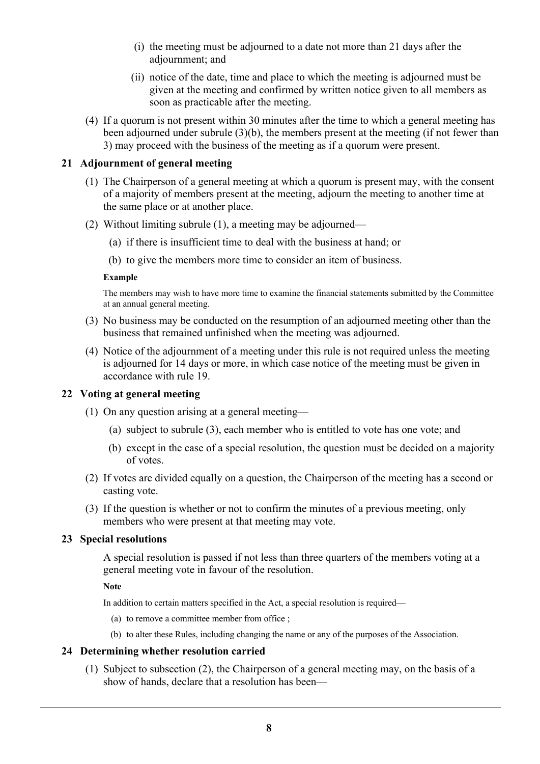(i) the meeting must be adjourned to a date not more than 21 days after the adjournment; and

(ii) notice of the date, time and place to which the meeting is adjourned must be given at the meeting and confirmed by written notice given to all members as soon as practicable after the meeting.

(4) If a quorum is not present within 30 minutes after the time to which a general meeting has been adjourned under subrule (3)(b), the members present at the meeting (if not fewer than 3) may proceed with the business of the meeting as if a quorum were present.

### 21 Adjournment of general meeting

(1) The Chairperson of a general meeting at which a quorum is present may, with the consent of a majority of members present at the meeting, adjourn the meeting to another time at the same place or at another place.

(2) Without limiting subrule (1), a meeting may be adjourned—

(a) if there is insufficient time to deal with the business at hand; or

(b) to give the members more time to consider an item of business.

**Example**

The members may wish to have more time to examine the financial statements submitted by the Committee at an annual general meeting.

(3) No business may be conducted on the resumption of an adjourned meeting other than the business that remained unfinished when the meeting was adjourned.

(4) Notice of the adjournment of a meeting under this rule is not required unless the meeting is adjourned for 14 days or more, in which case notice of the meeting must be given in accordance with rule 19.

### 22 Voting at general meeting

(1) On any question arising at a general meeting—

(a) subject to subrule (3), each member who is entitled to vote has one vote; and

(b) except in the case of a special resolution, the question must be decided on a majority of votes.

(2) If votes are divided equally on a question, the Chairperson of the meeting has a second or casting vote.

(3) If the question is whether or not to confirm the minutes of a previous meeting, only members who were present at that meeting may vote.

### 23 Special resolutions

A special resolution is passed if not less than three quarters of the members voting at a general meeting vote in favour of the resolution.

**Note**

In addition to certain matters specified in the Act, a special resolution is required—

(a) to remove a committee member from office ;

(b) to alter these Rules, including changing the name or any of the purposes of the Association.

### 24 Determining whether resolution carried

(1) Subject to subsection (2), the Chairperson of a general meeting may, on the basis of a show of hands, declare that a resolution has been—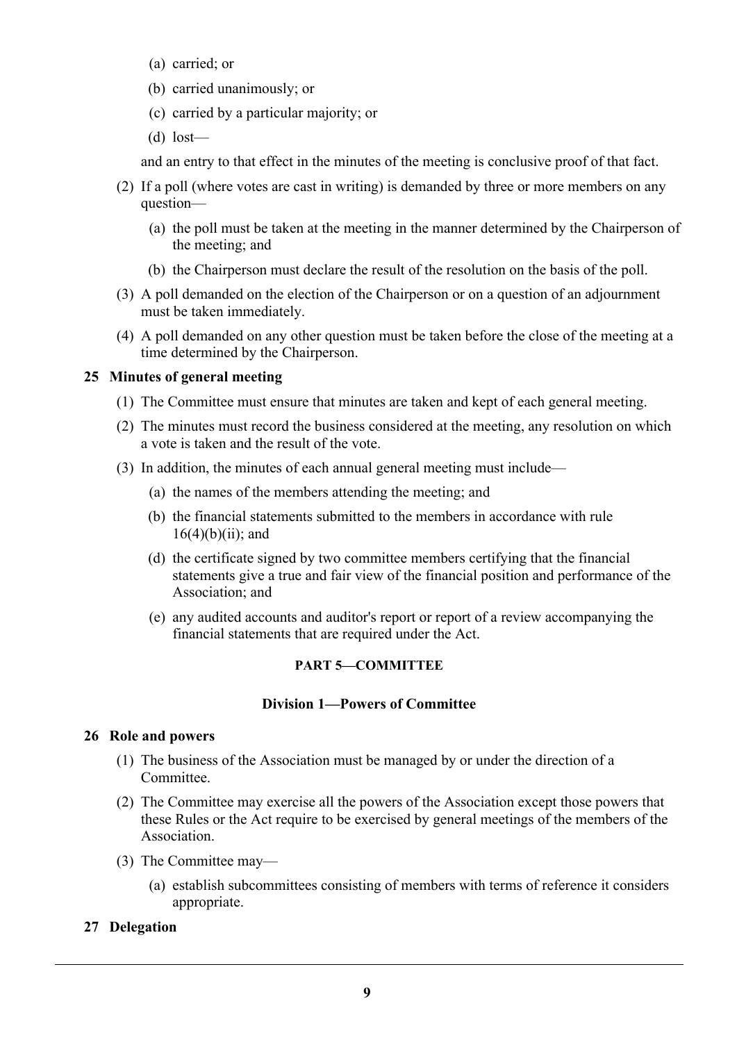(a) carried; or

(b) carried unanimously; or

(c) carried by a particular majority; or

(d) lost—

and an entry to that effect in the minutes of the meeting is conclusive proof of that fact.

(2) If a poll (where votes are cast in writing) is demanded by three or more members on any question—

(a) the poll must be taken at the meeting in the manner determined by the Chairperson of the meeting; and

(b) the Chairperson must declare the result of the resolution on the basis of the poll.

(3) A poll demanded on the election of the Chairperson or on a question of an adjournment must be taken immediately.

(4) A poll demanded on any other question must be taken before the close of the meeting at a time determined by the Chairperson.

**25 Minutes of general meeting**

(1) The Committee must ensure that minutes are taken and kept of each general meeting.

(2) The minutes must record the business considered at the meeting, any resolution on which a vote is taken and the result of the vote.

(3) In addition, the minutes of each annual general meeting must include—

(a) the names of the members attending the meeting; and

(b) the financial statements submitted to the members in accordance with rule 16(4)(b)(ii); and

(d) the certificate signed by two committee members certifying that the financial statements give a true and fair view of the financial position and performance of the Association; and

(e) any audited accounts and auditor's report or report of a review accompanying the financial statements that are required under the Act.

## PART 5—COMMITTEE

### Division 1—Powers of Committee

**26 Role and powers**

(1) The business of the Association must be managed by or under the direction of a Committee.

(2) The Committee may exercise all the powers of the Association except those powers that these Rules or the Act require to be exercised by general meetings of the members of the Association.

(3) The Committee may—

(a) establish subcommittees consisting of members with terms of reference it considers appropriate.

**27 Delegation**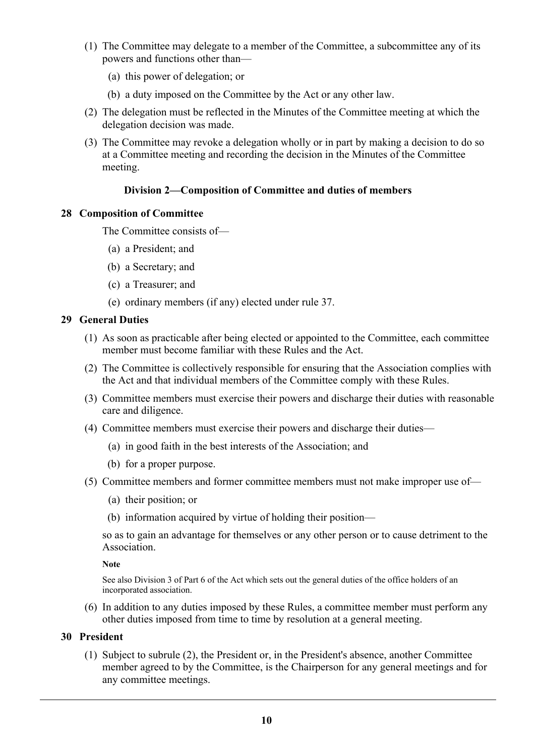(1) The Committee may delegate to a member of the Committee, a subcommittee any of its powers and functions other than—

  (a) this power of delegation; or

  (b) a duty imposed on the Committee by the Act or any other law.

(2) The delegation must be reflected in the Minutes of the Committee meeting at which the delegation decision was made.

(3) The Committee may revoke a delegation wholly or in part by making a decision to do so at a Committee meeting and recording the decision in the Minutes of the Committee meeting.

### Division 2—Composition of Committee and duties of members

#### 28 Composition of Committee

The Committee consists of—

  (a) a President; and

  (b) a Secretary; and

  (c) a Treasurer; and

  (e) ordinary members (if any) elected under rule 37.

#### 29 General Duties

(1) As soon as practicable after being elected or appointed to the Committee, each committee member must become familiar with these Rules and the Act.

(2) The Committee is collectively responsible for ensuring that the Association complies with the Act and that individual members of the Committee comply with these Rules.

(3) Committee members must exercise their powers and discharge their duties with reasonable care and diligence.

(4) Committee members must exercise their powers and discharge their duties—

  (a) in good faith in the best interests of the Association; and

  (b) for a proper purpose.

(5) Committee members and former committee members must not make improper use of—

  (a) their position; or

  (b) information acquired by virtue of holding their position—

so as to gain an advantage for themselves or any other person or to cause detriment to the Association.

**Note**

See also Division 3 of Part 6 of the Act which sets out the general duties of the office holders of an incorporated association.

(6) In addition to any duties imposed by these Rules, a committee member must perform any other duties imposed from time to time by resolution at a general meeting.

#### 30 President

(1) Subject to subrule (2), the President or, in the President's absence, another Committee member agreed to by the Committee, is the Chairperson for any general meetings and for any committee meetings.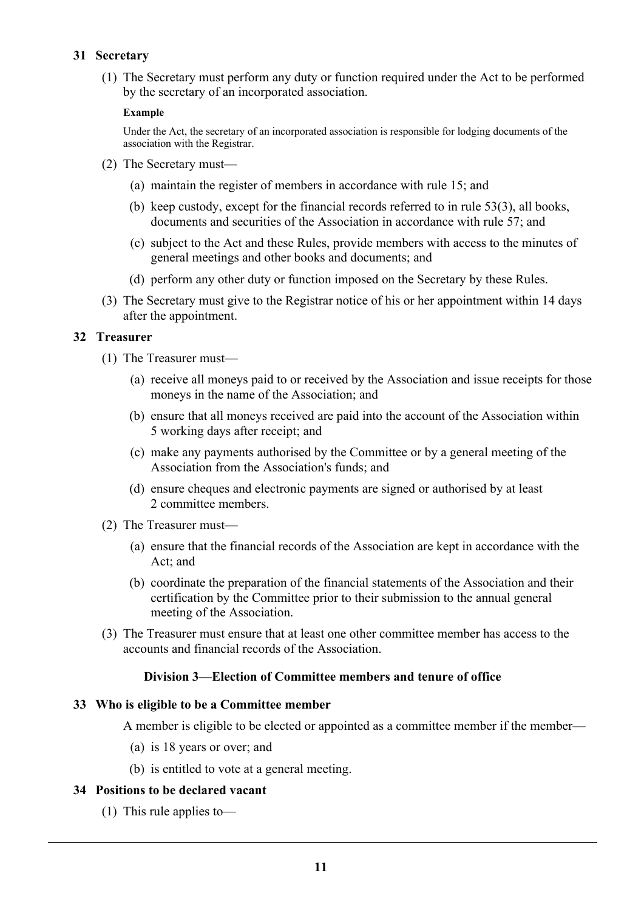### 31 Secretary

(1) The Secretary must perform any duty or function required under the Act to be performed by the secretary of an incorporated association.

**Example**

Under the Act, the secretary of an incorporated association is responsible for lodging documents of the association with the Registrar.

(2) The Secretary must—

- (a) maintain the register of members in accordance with rule 15; and
- (b) keep custody, except for the financial records referred to in rule 53(3), all books, documents and securities of the Association in accordance with rule 57; and
- (c) subject to the Act and these Rules, provide members with access to the minutes of general meetings and other books and documents; and
- (d) perform any other duty or function imposed on the Secretary by these Rules.

(3) The Secretary must give to the Registrar notice of his or her appointment within 14 days after the appointment.

### 32 Treasurer

(1) The Treasurer must—

- (a) receive all moneys paid to or received by the Association and issue receipts for those moneys in the name of the Association; and
- (b) ensure that all moneys received are paid into the account of the Association within 5 working days after receipt; and
- (c) make any payments authorised by the Committee or by a general meeting of the Association from the Association's funds; and
- (d) ensure cheques and electronic payments are signed or authorised by at least 2 committee members.

(2) The Treasurer must—

- (a) ensure that the financial records of the Association are kept in accordance with the Act; and
- (b) coordinate the preparation of the financial statements of the Association and their certification by the Committee prior to their submission to the annual general meeting of the Association.

(3) The Treasurer must ensure that at least one other committee member has access to the accounts and financial records of the Association.

## Division 3—Election of Committee members and tenure of office

### 33 Who is eligible to be a Committee member

A member is eligible to be elected or appointed as a committee member if the member—

- (a) is 18 years or over; and
- (b) is entitled to vote at a general meeting.

### 34 Positions to be declared vacant

(1) This rule applies to—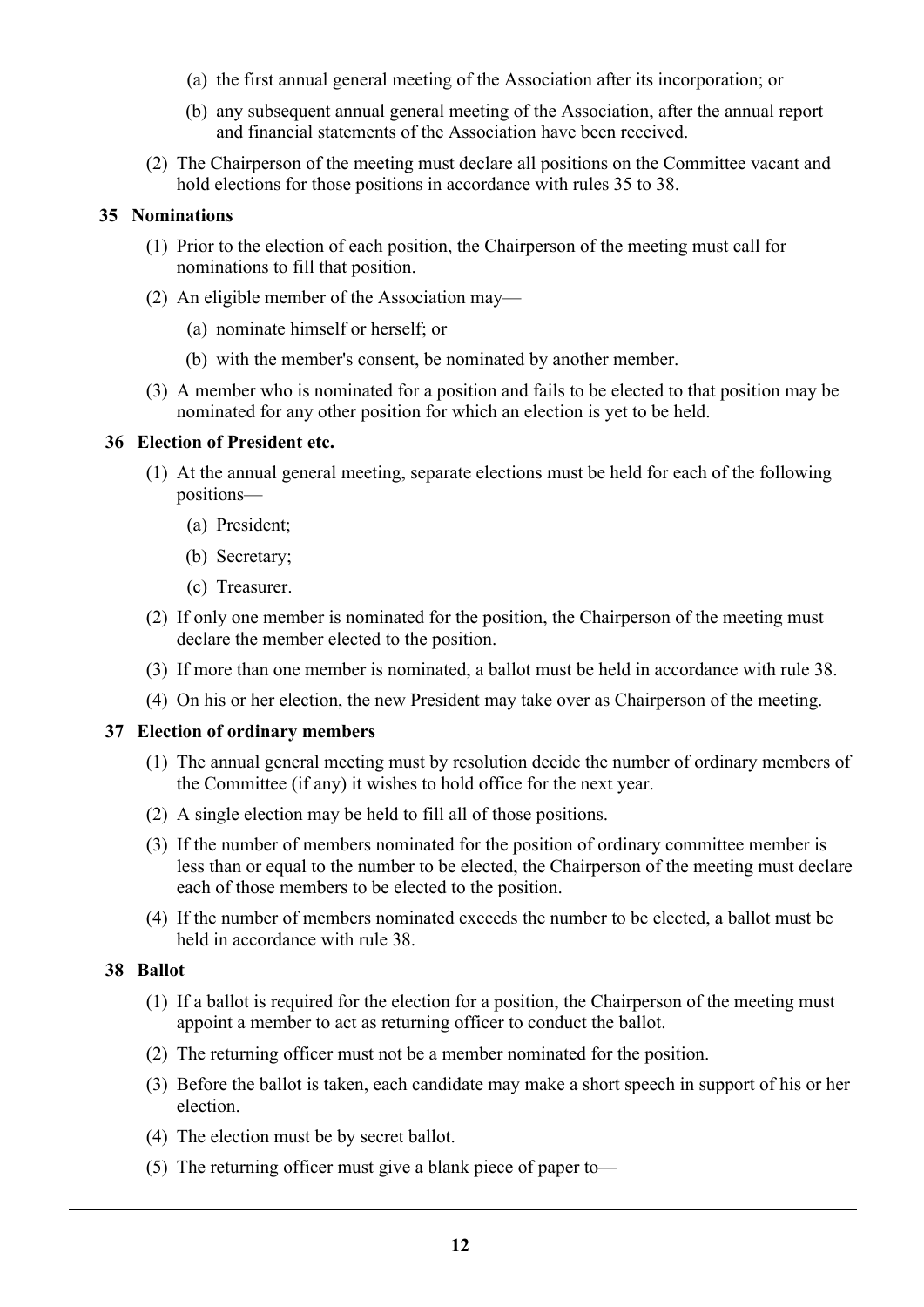(a) the first annual general meeting of the Association after its incorporation; or

(b) any subsequent annual general meeting of the Association, after the annual report and financial statements of the Association have been received.

(2) The Chairperson of the meeting must declare all positions on the Committee vacant and hold elections for those positions in accordance with rules 35 to 38.

**35 Nominations**

(1) Prior to the election of each position, the Chairperson of the meeting must call for nominations to fill that position.

(2) An eligible member of the Association may—

(a) nominate himself or herself; or

(b) with the member's consent, be nominated by another member.

(3) A member who is nominated for a position and fails to be elected to that position may be nominated for any other position for which an election is yet to be held.

**36 Election of President etc.**

(1) At the annual general meeting, separate elections must be held for each of the following positions—

(a) President;

(b) Secretary;

(c) Treasurer.

(2) If only one member is nominated for the position, the Chairperson of the meeting must declare the member elected to the position.

(3) If more than one member is nominated, a ballot must be held in accordance with rule 38.

(4) On his or her election, the new President may take over as Chairperson of the meeting.

**37 Election of ordinary members**

(1) The annual general meeting must by resolution decide the number of ordinary members of the Committee (if any) it wishes to hold office for the next year.

(2) A single election may be held to fill all of those positions.

(3) If the number of members nominated for the position of ordinary committee member is less than or equal to the number to be elected, the Chairperson of the meeting must declare each of those members to be elected to the position.

(4) If the number of members nominated exceeds the number to be elected, a ballot must be held in accordance with rule 38.

**38 Ballot**

(1) If a ballot is required for the election for a position, the Chairperson of the meeting must appoint a member to act as returning officer to conduct the ballot.

(2) The returning officer must not be a member nominated for the position.

(3) Before the ballot is taken, each candidate may make a short speech in support of his or her election.

(4) The election must be by secret ballot.

(5) The returning officer must give a blank piece of paper to—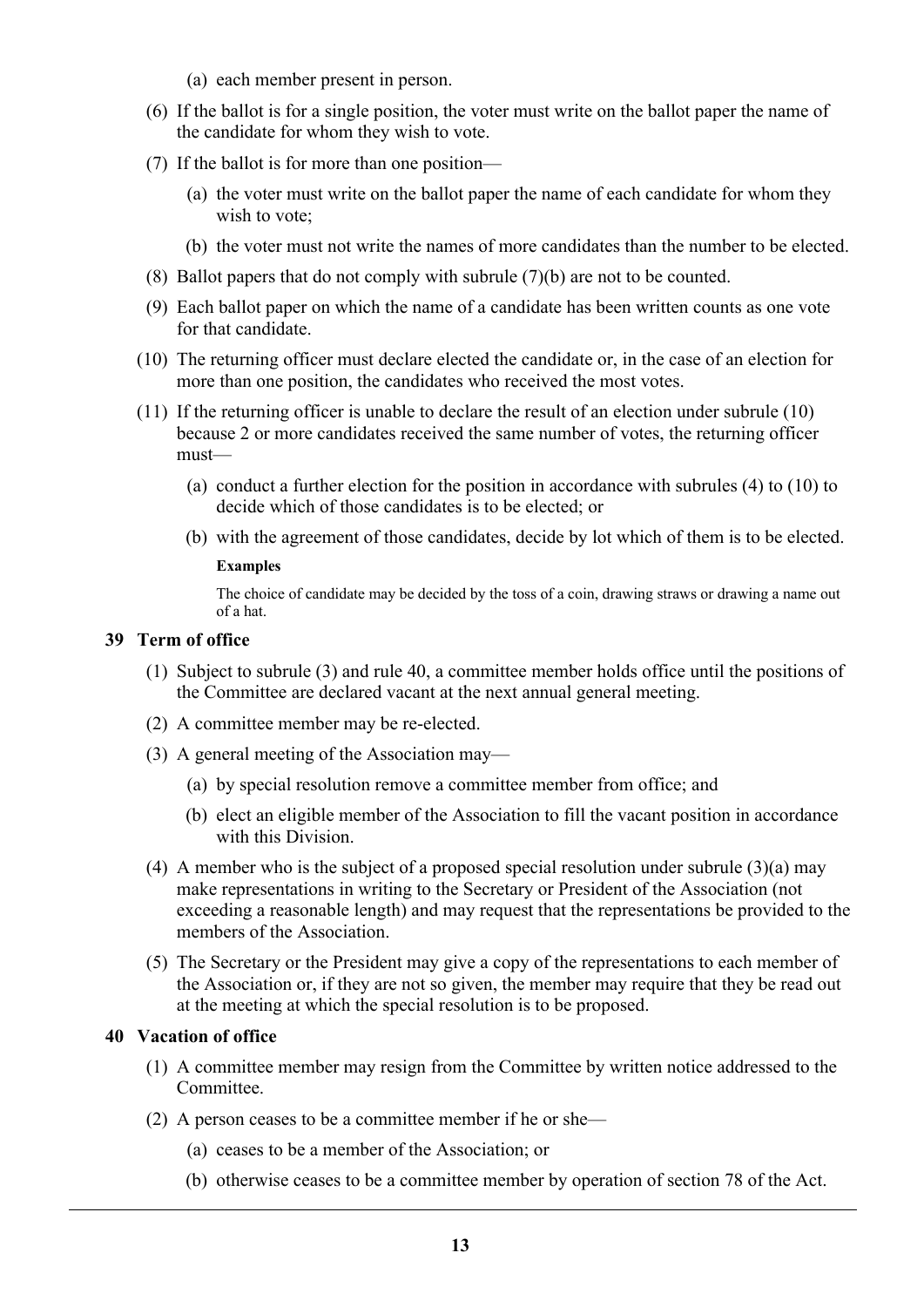(a) each member present in person.

(6) If the ballot is for a single position, the voter must write on the ballot paper the name of the candidate for whom they wish to vote.

(7) If the ballot is for more than one position—

(a) the voter must write on the ballot paper the name of each candidate for whom they wish to vote;

(b) the voter must not write the names of more candidates than the number to be elected.

(8) Ballot papers that do not comply with subrule (7)(b) are not to be counted.

(9) Each ballot paper on which the name of a candidate has been written counts as one vote for that candidate.

(10) The returning officer must declare elected the candidate or, in the case of an election for more than one position, the candidates who received the most votes.

(11) If the returning officer is unable to declare the result of an election under subrule (10) because 2 or more candidates received the same number of votes, the returning officer must—

(a) conduct a further election for the position in accordance with subrules (4) to (10) to decide which of those candidates is to be elected; or

(b) with the agreement of those candidates, decide by lot which of them is to be elected.

**Examples**

The choice of candidate may be decided by the toss of a coin, drawing straws or drawing a name out of a hat.

### 39 Term of office

(1) Subject to subrule (3) and rule 40, a committee member holds office until the positions of the Committee are declared vacant at the next annual general meeting.

(2) A committee member may be re-elected.

(3) A general meeting of the Association may—

(a) by special resolution remove a committee member from office; and

(b) elect an eligible member of the Association to fill the vacant position in accordance with this Division.

(4) A member who is the subject of a proposed special resolution under subrule (3)(a) may make representations in writing to the Secretary or President of the Association (not exceeding a reasonable length) and may request that the representations be provided to the members of the Association.

(5) The Secretary or the President may give a copy of the representations to each member of the Association or, if they are not so given, the member may require that they be read out at the meeting at which the special resolution is to be proposed.

### 40 Vacation of office

(1) A committee member may resign from the Committee by written notice addressed to the Committee.

(2) A person ceases to be a committee member if he or she—

(a) ceases to be a member of the Association; or

(b) otherwise ceases to be a committee member by operation of section 78 of the Act.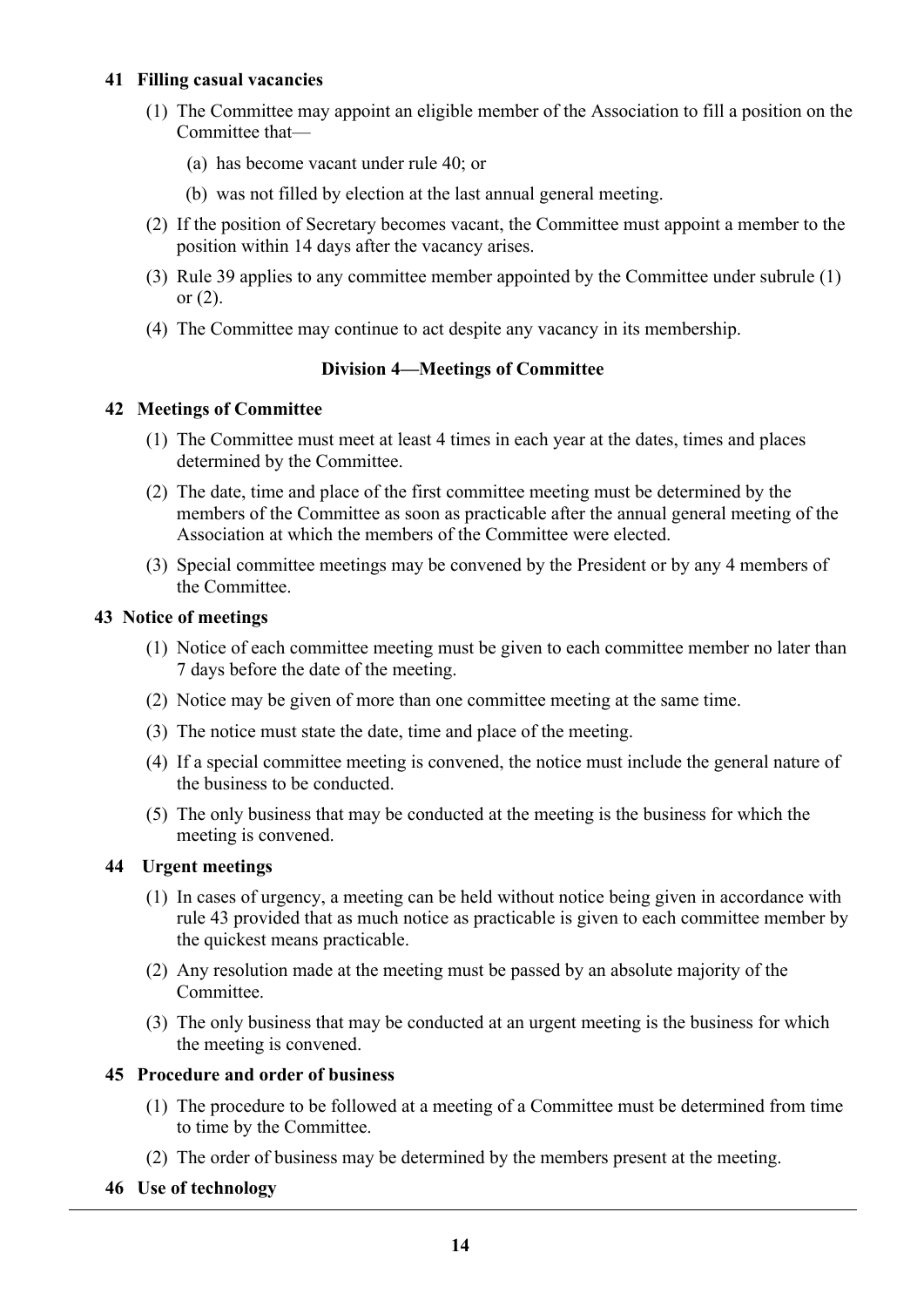**41 Filling casual vacancies**

(1) The Committee may appoint an eligible member of the Association to fill a position on the Committee that—

(a) has become vacant under rule 40; or

(b) was not filled by election at the last annual general meeting.

(2) If the position of Secretary becomes vacant, the Committee must appoint a member to the position within 14 days after the vacancy arises.

(3) Rule 39 applies to any committee member appointed by the Committee under subrule (1) or (2).

(4) The Committee may continue to act despite any vacancy in its membership.

## Division 4—Meetings of Committee

**42 Meetings of Committee**

(1) The Committee must meet at least 4 times in each year at the dates, times and places determined by the Committee.

(2) The date, time and place of the first committee meeting must be determined by the members of the Committee as soon as practicable after the annual general meeting of the Association at which the members of the Committee were elected.

(3) Special committee meetings may be convened by the President or by any 4 members of the Committee.

**43 Notice of meetings**

(1) Notice of each committee meeting must be given to each committee member no later than 7 days before the date of the meeting.

(2) Notice may be given of more than one committee meeting at the same time.

(3) The notice must state the date, time and place of the meeting.

(4) If a special committee meeting is convened, the notice must include the general nature of the business to be conducted.

(5) The only business that may be conducted at the meeting is the business for which the meeting is convened.

**44 Urgent meetings**

(1) In cases of urgency, a meeting can be held without notice being given in accordance with rule 43 provided that as much notice as practicable is given to each committee member by the quickest means practicable.

(2) Any resolution made at the meeting must be passed by an absolute majority of the Committee.

(3) The only business that may be conducted at an urgent meeting is the business for which the meeting is convened.

**45 Procedure and order of business**

(1) The procedure to be followed at a meeting of a Committee must be determined from time to time by the Committee.

(2) The order of business may be determined by the members present at the meeting.

**46 Use of technology**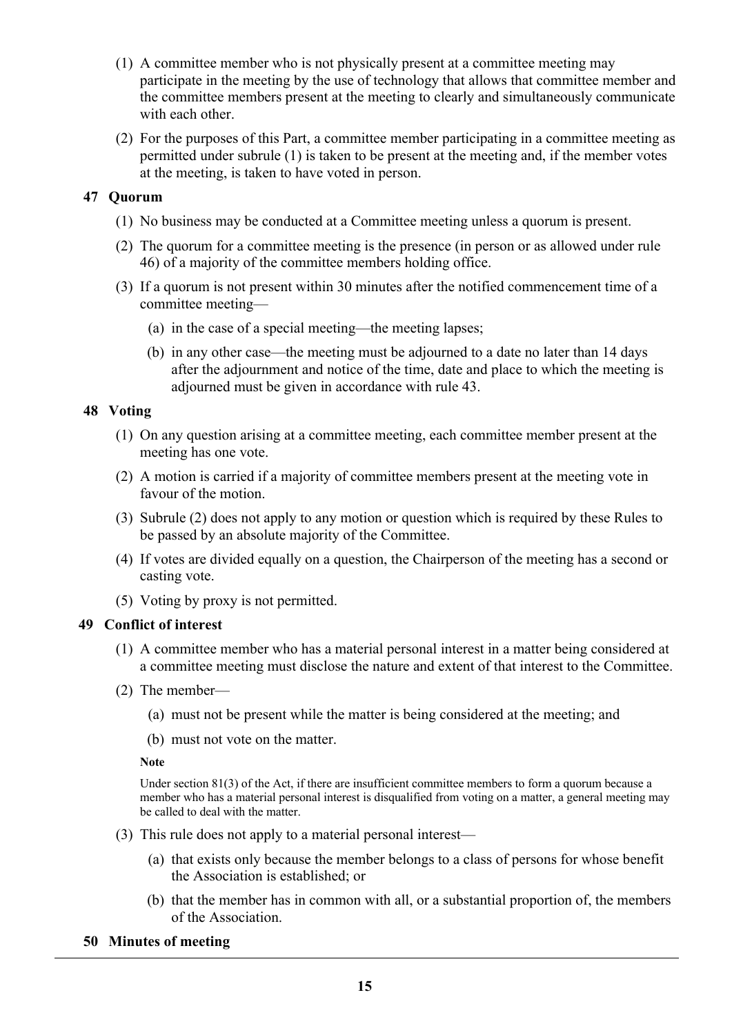(1) A committee member who is not physically present at a committee meeting may participate in the meeting by the use of technology that allows that committee member and the committee members present at the meeting to clearly and simultaneously communicate with each other.

(2) For the purposes of this Part, a committee member participating in a committee meeting as permitted under subrule (1) is taken to be present at the meeting and, if the member votes at the meeting, is taken to have voted in person.

### 47 Quorum

(1) No business may be conducted at a Committee meeting unless a quorum is present.

(2) The quorum for a committee meeting is the presence (in person or as allowed under rule 46) of a majority of the committee members holding office.

(3) If a quorum is not present within 30 minutes after the notified commencement time of a committee meeting—

(a) in the case of a special meeting—the meeting lapses;

(b) in any other case—the meeting must be adjourned to a date no later than 14 days after the adjournment and notice of the time, date and place to which the meeting is adjourned must be given in accordance with rule 43.

### 48 Voting

(1) On any question arising at a committee meeting, each committee member present at the meeting has one vote.

(2) A motion is carried if a majority of committee members present at the meeting vote in favour of the motion.

(3) Subrule (2) does not apply to any motion or question which is required by these Rules to be passed by an absolute majority of the Committee.

(4) If votes are divided equally on a question, the Chairperson of the meeting has a second or casting vote.

(5) Voting by proxy is not permitted.

### 49 Conflict of interest

(1) A committee member who has a material personal interest in a matter being considered at a committee meeting must disclose the nature and extent of that interest to the Committee.

(2) The member—

(a) must not be present while the matter is being considered at the meeting; and

(b) must not vote on the matter.

**Note**

Under section 81(3) of the Act, if there are insufficient committee members to form a quorum because a member who has a material personal interest is disqualified from voting on a matter, a general meeting may be called to deal with the matter.

(3) This rule does not apply to a material personal interest—

(a) that exists only because the member belongs to a class of persons for whose benefit the Association is established; or

(b) that the member has in common with all, or a substantial proportion of, the members of the Association.

### 50 Minutes of meeting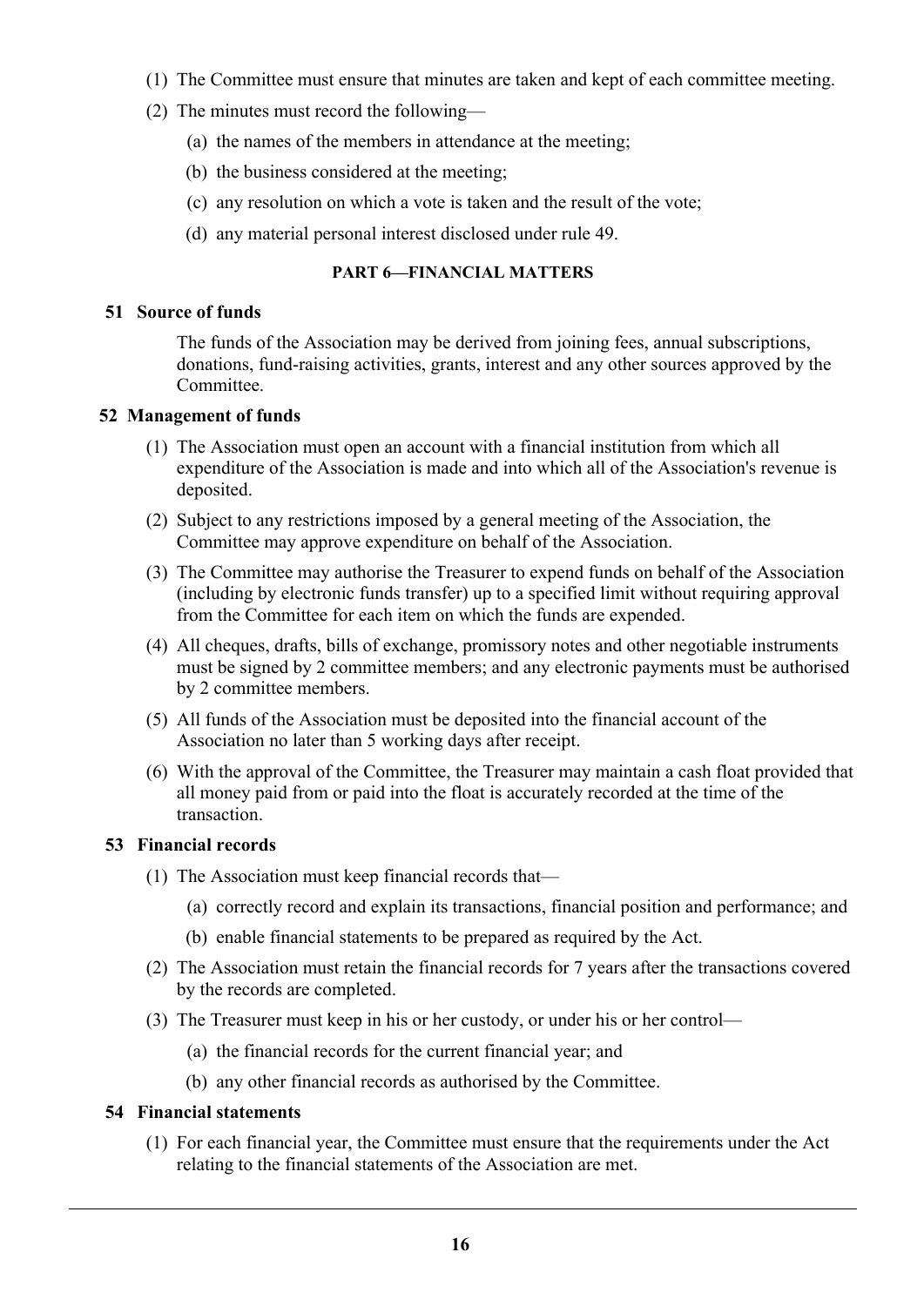(1) The Committee must ensure that minutes are taken and kept of each committee meeting.

(2) The minutes must record the following—

(a) the names of the members in attendance at the meeting;

(b) the business considered at the meeting;

(c) any resolution on which a vote is taken and the result of the vote;

(d) any material personal interest disclosed under rule 49.

## PART 6—FINANCIAL MATTERS

### 51 Source of funds

The funds of the Association may be derived from joining fees, annual subscriptions, donations, fund-raising activities, grants, interest and any other sources approved by the Committee.

### 52 Management of funds

(1) The Association must open an account with a financial institution from which all expenditure of the Association is made and into which all of the Association's revenue is deposited.

(2) Subject to any restrictions imposed by a general meeting of the Association, the Committee may approve expenditure on behalf of the Association.

(3) The Committee may authorise the Treasurer to expend funds on behalf of the Association (including by electronic funds transfer) up to a specified limit without requiring approval from the Committee for each item on which the funds are expended.

(4) All cheques, drafts, bills of exchange, promissory notes and other negotiable instruments must be signed by 2 committee members; and any electronic payments must be authorised by 2 committee members.

(5) All funds of the Association must be deposited into the financial account of the Association no later than 5 working days after receipt.

(6) With the approval of the Committee, the Treasurer may maintain a cash float provided that all money paid from or paid into the float is accurately recorded at the time of the transaction.

### 53 Financial records

(1) The Association must keep financial records that—

(a) correctly record and explain its transactions, financial position and performance; and

(b) enable financial statements to be prepared as required by the Act.

(2) The Association must retain the financial records for 7 years after the transactions covered by the records are completed.

(3) The Treasurer must keep in his or her custody, or under his or her control—

(a) the financial records for the current financial year; and

(b) any other financial records as authorised by the Committee.

### 54 Financial statements

(1) For each financial year, the Committee must ensure that the requirements under the Act relating to the financial statements of the Association are met.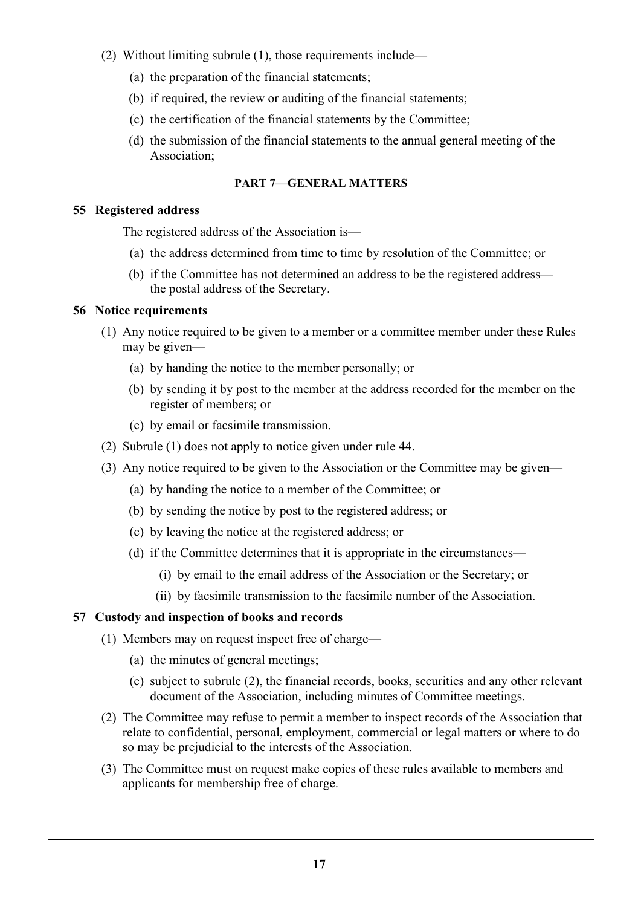(2) Without limiting subrule (1), those requirements include—

(a) the preparation of the financial statements;

(b) if required, the review or auditing of the financial statements;

(c) the certification of the financial statements by the Committee;

(d) the submission of the financial statements to the annual general meeting of the Association;

## PART 7—GENERAL MATTERS

### 55 Registered address

The registered address of the Association is—

(a) the address determined from time to time by resolution of the Committee; or

(b) if the Committee has not determined an address to be the registered address—the postal address of the Secretary.

### 56 Notice requirements

(1) Any notice required to be given to a member or a committee member under these Rules may be given—

(a) by handing the notice to the member personally; or

(b) by sending it by post to the member at the address recorded for the member on the register of members; or

(c) by email or facsimile transmission.

(2) Subrule (1) does not apply to notice given under rule 44.

(3) Any notice required to be given to the Association or the Committee may be given—

(a) by handing the notice to a member of the Committee; or

(b) by sending the notice by post to the registered address; or

(c) by leaving the notice at the registered address; or

(d) if the Committee determines that it is appropriate in the circumstances—

(i) by email to the email address of the Association or the Secretary; or

(ii) by facsimile transmission to the facsimile number of the Association.

### 57 Custody and inspection of books and records

(1) Members may on request inspect free of charge—

(a) the minutes of general meetings;

(c) subject to subrule (2), the financial records, books, securities and any other relevant document of the Association, including minutes of Committee meetings.

(2) The Committee may refuse to permit a member to inspect records of the Association that relate to confidential, personal, employment, commercial or legal matters or where to do so may be prejudicial to the interests of the Association.

(3) The Committee must on request make copies of these rules available to members and applicants for membership free of charge.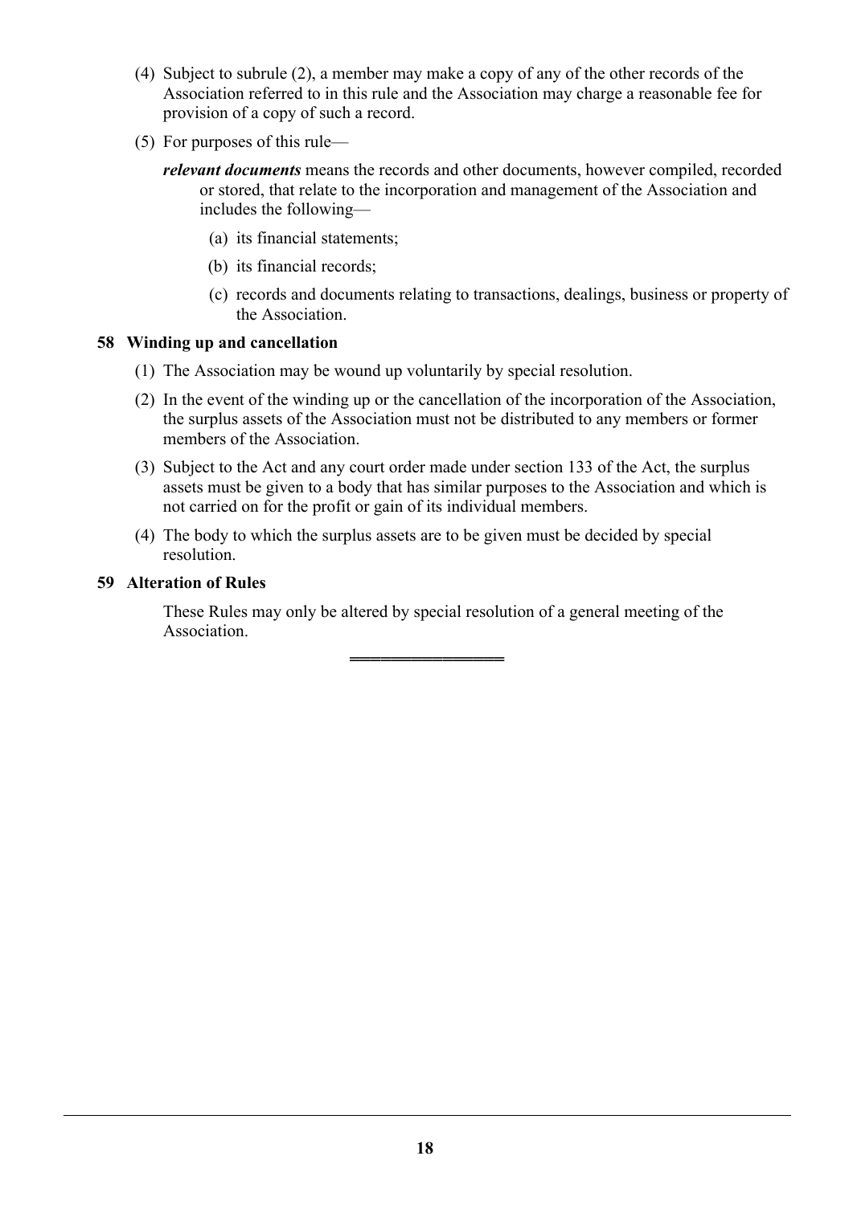(4) Subject to subrule (2), a member may make a copy of any of the other records of the Association referred to in this rule and the Association may charge a reasonable fee for provision of a copy of such a record.

(5) For purposes of this rule—

***relevant documents*** means the records and other documents, however compiled, recorded or stored, that relate to the incorporation and management of the Association and includes the following—

(a) its financial statements;

(b) its financial records;

(c) records and documents relating to transactions, dealings, business or property of the Association.

**58 Winding up and cancellation**

(1) The Association may be wound up voluntarily by special resolution.

(2) In the event of the winding up or the cancellation of the incorporation of the Association, the surplus assets of the Association must not be distributed to any members or former members of the Association.

(3) Subject to the Act and any court order made under section 133 of the Act, the surplus assets must be given to a body that has similar purposes to the Association and which is not carried on for the profit or gain of its individual members.

(4) The body to which the surplus assets are to be given must be decided by special resolution.

**59 Alteration of Rules**

These Rules may only be altered by special resolution of a general meeting of the Association.

═══════════════